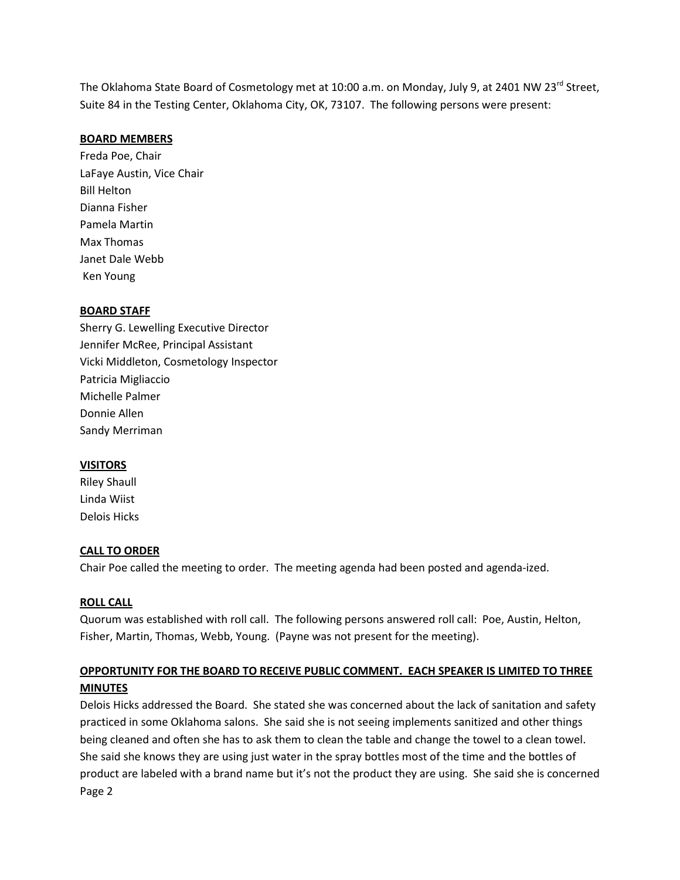The Oklahoma State Board of Cosmetology met at 10:00 a.m. on Monday, July 9, at 2401 NW 23rd Street, Suite 84 in the Testing Center, Oklahoma City, OK, 73107. The following persons were present:

**BOARD MEMBERS**

Freda Poe, Chair
LaFaye Austin, Vice Chair
Bill Helton
Dianna Fisher
Pamela Martin
Max Thomas
Janet Dale Webb
Ken Young

**BOARD STAFF**

Sherry G. Lewelling Executive Director
Jennifer McRee, Principal Assistant
Vicki Middleton, Cosmetology Inspector
Patricia Migliaccio
Michelle Palmer
Donnie Allen
Sandy Merriman

**VISITORS**

Riley Shaull
Linda Wiist
Delois Hicks

**CALL TO ORDER**

Chair Poe called the meeting to order. The meeting agenda had been posted and agenda-ized.

**ROLL CALL**

Quorum was established with roll call. The following persons answered roll call: Poe, Austin, Helton, Fisher, Martin, Thomas, Webb, Young. (Payne was not present for the meeting).

**OPPORTUNITY FOR THE BOARD TO RECEIVE PUBLIC COMMENT. EACH SPEAKER IS LIMITED TO THREE MINUTES**

Delois Hicks addressed the Board. She stated she was concerned about the lack of sanitation and safety practiced in some Oklahoma salons. She said she is not seeing implements sanitized and other things being cleaned and often she has to ask them to clean the table and change the towel to a clean towel. She said she knows they are using just water in the spray bottles most of the time and the bottles of product are labeled with a brand name but it's not the product they are using. She said she is concerned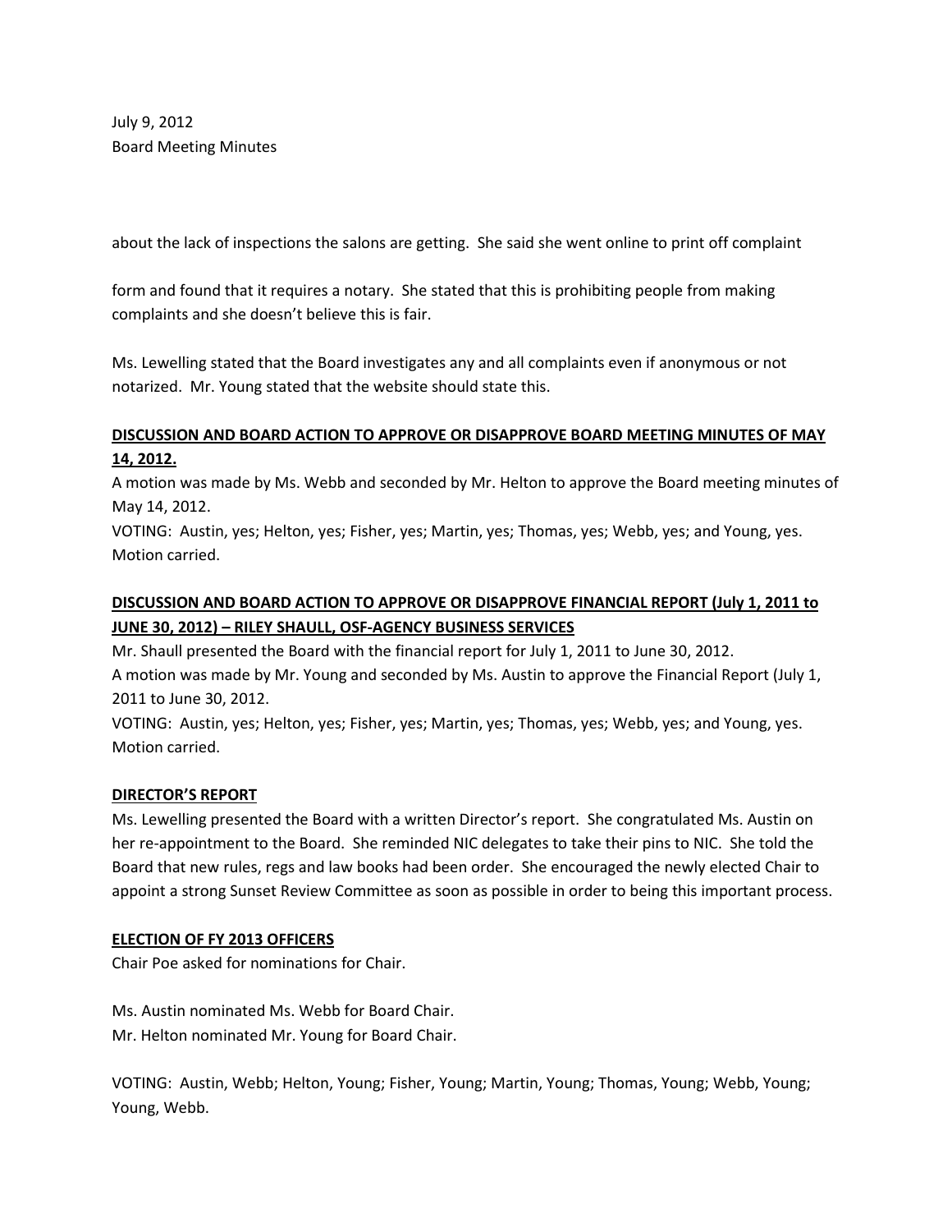about the lack of inspections the salons are getting. She said she went online to print off complaint

form and found that it requires a notary. She stated that this is prohibiting people from making complaints and she doesn't believe this is fair.

Ms. Lewelling stated that the Board investigates any and all complaints even if anonymous or not notarized. Mr. Young stated that the website should state this.

**DISCUSSION AND BOARD ACTION TO APPROVE OR DISAPPROVE BOARD MEETING MINUTES OF MAY 14, 2012.**

A motion was made by Ms. Webb and seconded by Mr. Helton to approve the Board meeting minutes of May 14, 2012.
VOTING: Austin, yes; Helton, yes; Fisher, yes; Martin, yes; Thomas, yes; Webb, yes; and Young, yes. Motion carried.

**DISCUSSION AND BOARD ACTION TO APPROVE OR DISAPPROVE FINANCIAL REPORT (July 1, 2011 to JUNE 30, 2012) – RILEY SHAULL, OSF-AGENCY BUSINESS SERVICES**

Mr. Shaull presented the Board with the financial report for July 1, 2011 to June 30, 2012.
A motion was made by Mr. Young and seconded by Ms. Austin to approve the Financial Report (July 1, 2011 to June 30, 2012.
VOTING: Austin, yes; Helton, yes; Fisher, yes; Martin, yes; Thomas, yes; Webb, yes; and Young, yes. Motion carried.

**DIRECTOR'S REPORT**

Ms. Lewelling presented the Board with a written Director's report. She congratulated Ms. Austin on her re-appointment to the Board. She reminded NIC delegates to take their pins to NIC. She told the Board that new rules, regs and law books had been order. She encouraged the newly elected Chair to appoint a strong Sunset Review Committee as soon as possible in order to being this important process.

**ELECTION OF FY 2013 OFFICERS**

Chair Poe asked for nominations for Chair.

Ms. Austin nominated Ms. Webb for Board Chair.
Mr. Helton nominated Mr. Young for Board Chair.

VOTING: Austin, Webb; Helton, Young; Fisher, Young; Martin, Young; Thomas, Young; Webb, Young; Young, Webb.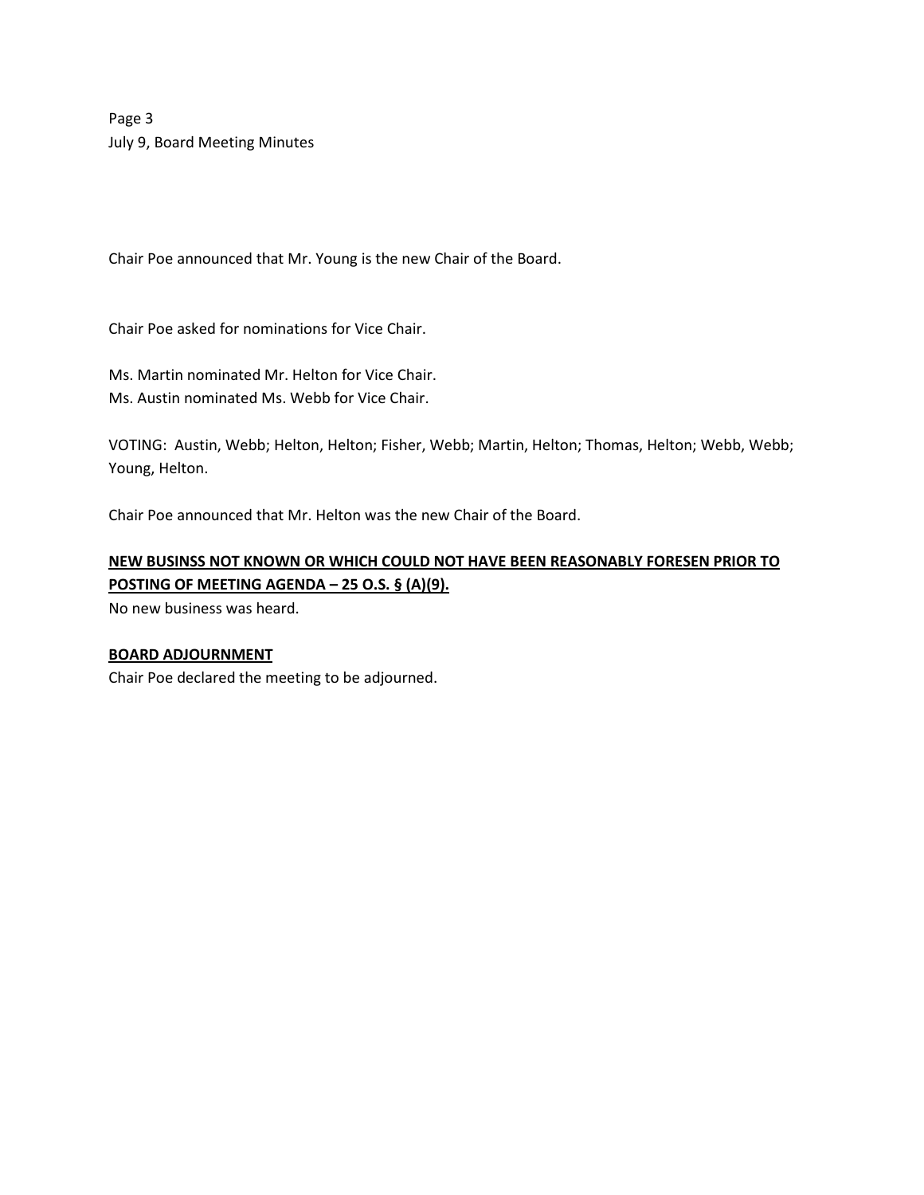Chair Poe announced that Mr. Young is the new Chair of the Board.

Chair Poe asked for nominations for Vice Chair.

Ms. Martin nominated Mr. Helton for Vice Chair.
Ms. Austin nominated Ms. Webb for Vice Chair.

VOTING: Austin, Webb; Helton, Helton; Fisher, Webb; Martin, Helton; Thomas, Helton; Webb, Webb; Young, Helton.

Chair Poe announced that Mr. Helton was the new Chair of the Board.

**NEW BUSINSS NOT KNOWN OR WHICH COULD NOT HAVE BEEN REASONABLY FORESEN PRIOR TO POSTING OF MEETING AGENDA – 25 O.S. § (A)(9).**

No new business was heard.

**BOARD ADJOURNMENT**

Chair Poe declared the meeting to be adjourned.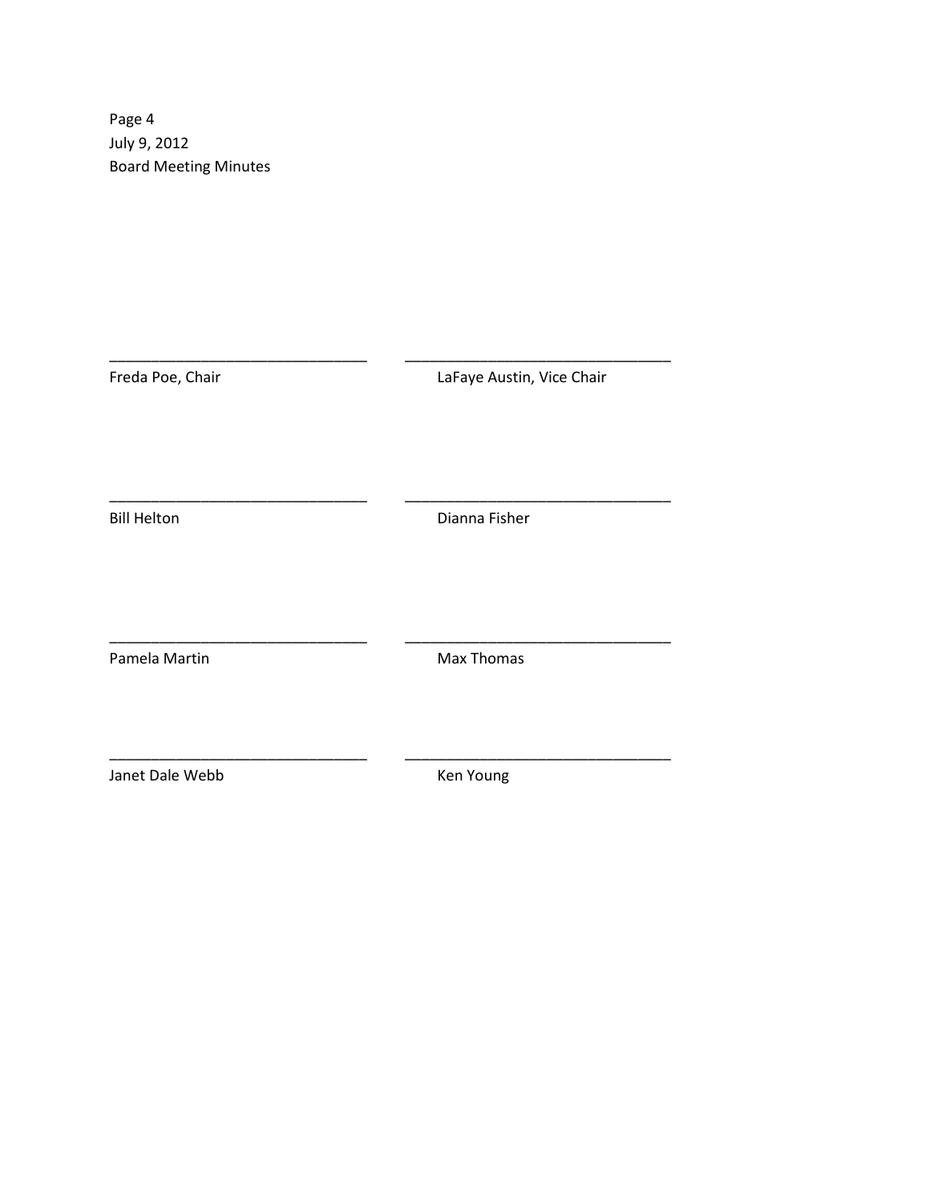_______________________________ _______________________________
Freda Poe, Chair LaFaye Austin, Vice Chair

_______________________________ _______________________________
Bill Helton Dianna Fisher

_______________________________ _______________________________
Pamela Martin Max Thomas

_______________________________ _______________________________
Janet Dale Webb Ken Young